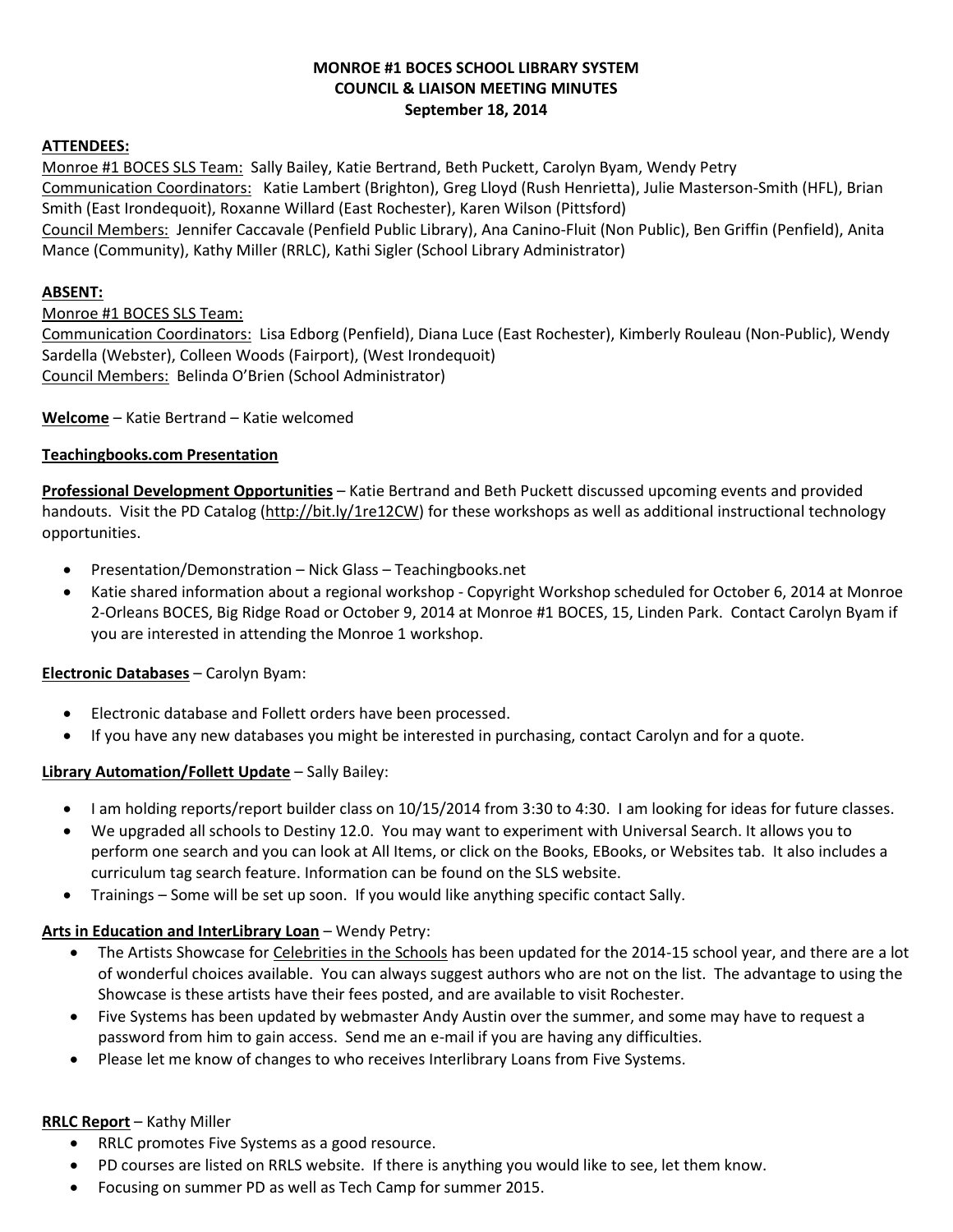**MONROE #1 BOCES SCHOOL LIBRARY SYSTEM**
**COUNCIL & LIAISON MEETING MINUTES**
**September 18, 2014**

**ATTENDEES:**

Monroe #1 BOCES SLS Team: Sally Bailey, Katie Bertrand, Beth Puckett, Carolyn Byam, Wendy Petry
Communication Coordinators: Katie Lambert (Brighton), Greg Lloyd (Rush Henrietta), Julie Masterson-Smith (HFL), Brian Smith (East Irondequoit), Roxanne Willard (East Rochester), Karen Wilson (Pittsford)
Council Members: Jennifer Caccavale (Penfield Public Library), Ana Canino-Fluit (Non Public), Ben Griffin (Penfield), Anita Mance (Community), Kathy Miller (RRLC), Kathi Sigler (School Library Administrator)

**ABSENT:**

Monroe #1 BOCES SLS Team:
Communication Coordinators: Lisa Edborg (Penfield), Diana Luce (East Rochester), Kimberly Rouleau (Non-Public), Wendy Sardella (Webster), Colleen Woods (Fairport), (West Irondequoit)
Council Members: Belinda O'Brien (School Administrator)

**Welcome** – Katie Bertrand – Katie welcomed

**Teachingbooks.com Presentation**

**Professional Development Opportunities** – Katie Bertrand and Beth Puckett discussed upcoming events and provided handouts. Visit the PD Catalog (http://bit.ly/1re12CW) for these workshops as well as additional instructional technology opportunities.

- Presentation/Demonstration – Nick Glass – Teachingbooks.net
- Katie shared information about a regional workshop - Copyright Workshop scheduled for October 6, 2014 at Monroe 2-Orleans BOCES, Big Ridge Road or October 9, 2014 at Monroe #1 BOCES, 15, Linden Park. Contact Carolyn Byam if you are interested in attending the Monroe 1 workshop.

**Electronic Databases** – Carolyn Byam:

- Electronic database and Follett orders have been processed.
- If you have any new databases you might be interested in purchasing, contact Carolyn and for a quote.

**Library Automation/Follett Update** – Sally Bailey:

- I am holding reports/report builder class on 10/15/2014 from 3:30 to 4:30. I am looking for ideas for future classes.
- We upgraded all schools to Destiny 12.0. You may want to experiment with Universal Search. It allows you to perform one search and you can look at All Items, or click on the Books, EBooks, or Websites tab. It also includes a curriculum tag search feature. Information can be found on the SLS website.
- Trainings – Some will be set up soon. If you would like anything specific contact Sally.

**Arts in Education and InterLibrary Loan** – Wendy Petry:

- The Artists Showcase for Celebrities in the Schools has been updated for the 2014-15 school year, and there are a lot of wonderful choices available. You can always suggest authors who are not on the list. The advantage to using the Showcase is these artists have their fees posted, and are available to visit Rochester.
- Five Systems has been updated by webmaster Andy Austin over the summer, and some may have to request a password from him to gain access. Send me an e-mail if you are having any difficulties.
- Please let me know of changes to who receives Interlibrary Loans from Five Systems.

**RRLC Report** – Kathy Miller

- RRLC promotes Five Systems as a good resource.
- PD courses are listed on RRLS website. If there is anything you would like to see, let them know.
- Focusing on summer PD as well as Tech Camp for summer 2015.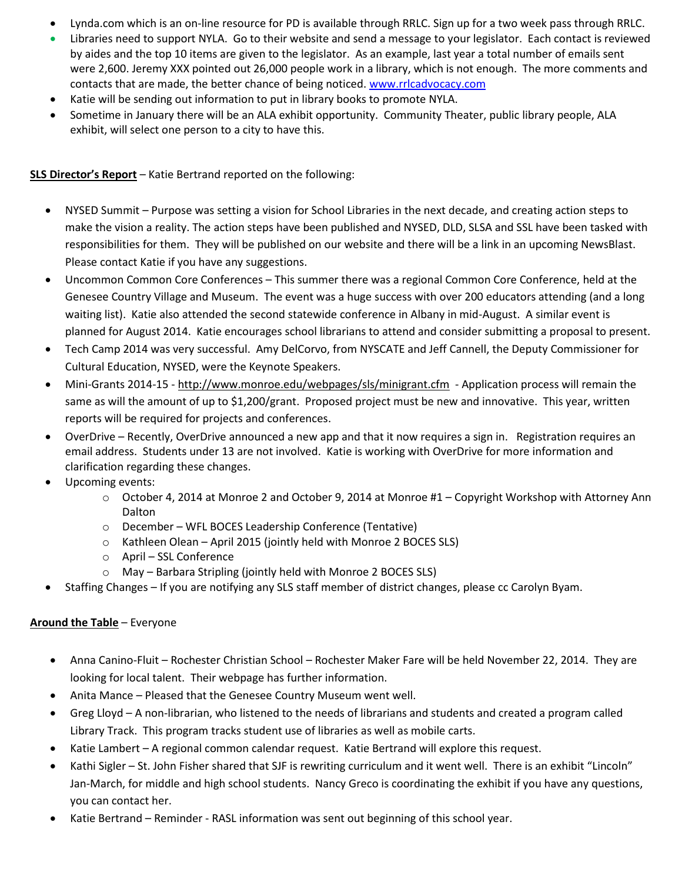- Lynda.com which is an on-line resource for PD is available through RRLC. Sign up for a two week pass through RRLC.
- Libraries need to support NYLA. Go to their website and send a message to your legislator. Each contact is reviewed by aides and the top 10 items are given to the legislator. As an example, last year a total number of emails sent were 2,600. Jeremy XXX pointed out 26,000 people work in a library, which is not enough. The more comments and contacts that are made, the better chance of being noticed. www.rrlcadvocacy.com
- Katie will be sending out information to put in library books to promote NYLA.
- Sometime in January there will be an ALA exhibit opportunity. Community Theater, public library people, ALA exhibit, will select one person to a city to have this.

**SLS Director's Report** – Katie Bertrand reported on the following:

- NYSED Summit – Purpose was setting a vision for School Libraries in the next decade, and creating action steps to make the vision a reality. The action steps have been published and NYSED, DLD, SLSA and SSL have been tasked with responsibilities for them. They will be published on our website and there will be a link in an upcoming NewsBlast. Please contact Katie if you have any suggestions.
- Uncommon Common Core Conferences – This summer there was a regional Common Core Conference, held at the Genesee Country Village and Museum. The event was a huge success with over 200 educators attending (and a long waiting list). Katie also attended the second statewide conference in Albany in mid-August. A similar event is planned for August 2014. Katie encourages school librarians to attend and consider submitting a proposal to present.
- Tech Camp 2014 was very successful. Amy DelCorvo, from NYSCATE and Jeff Cannell, the Deputy Commissioner for Cultural Education, NYSED, were the Keynote Speakers.
- Mini-Grants 2014-15 - http://www.monroe.edu/webpages/sls/minigrant.cfm - Application process will remain the same as will the amount of up to $1,200/grant. Proposed project must be new and innovative. This year, written reports will be required for projects and conferences.
- OverDrive – Recently, OverDrive announced a new app and that it now requires a sign in. Registration requires an email address. Students under 13 are not involved. Katie is working with OverDrive for more information and clarification regarding these changes.
- Upcoming events:
  - October 4, 2014 at Monroe 2 and October 9, 2014 at Monroe #1 – Copyright Workshop with Attorney Ann Dalton
  - December – WFL BOCES Leadership Conference (Tentative)
  - Kathleen Olean – April 2015 (jointly held with Monroe 2 BOCES SLS)
  - April – SSL Conference
  - May – Barbara Stripling (jointly held with Monroe 2 BOCES SLS)
- Staffing Changes – If you are notifying any SLS staff member of district changes, please cc Carolyn Byam.

**Around the Table** – Everyone

- Anna Canino-Fluit – Rochester Christian School – Rochester Maker Fare will be held November 22, 2014. They are looking for local talent. Their webpage has further information.
- Anita Mance – Pleased that the Genesee Country Museum went well.
- Greg Lloyd – A non-librarian, who listened to the needs of librarians and students and created a program called Library Track. This program tracks student use of libraries as well as mobile carts.
- Katie Lambert – A regional common calendar request. Katie Bertrand will explore this request.
- Kathi Sigler – St. John Fisher shared that SJF is rewriting curriculum and it went well. There is an exhibit "Lincoln" Jan-March, for middle and high school students. Nancy Greco is coordinating the exhibit if you have any questions, you can contact her.
- Katie Bertrand – Reminder - RASL information was sent out beginning of this school year.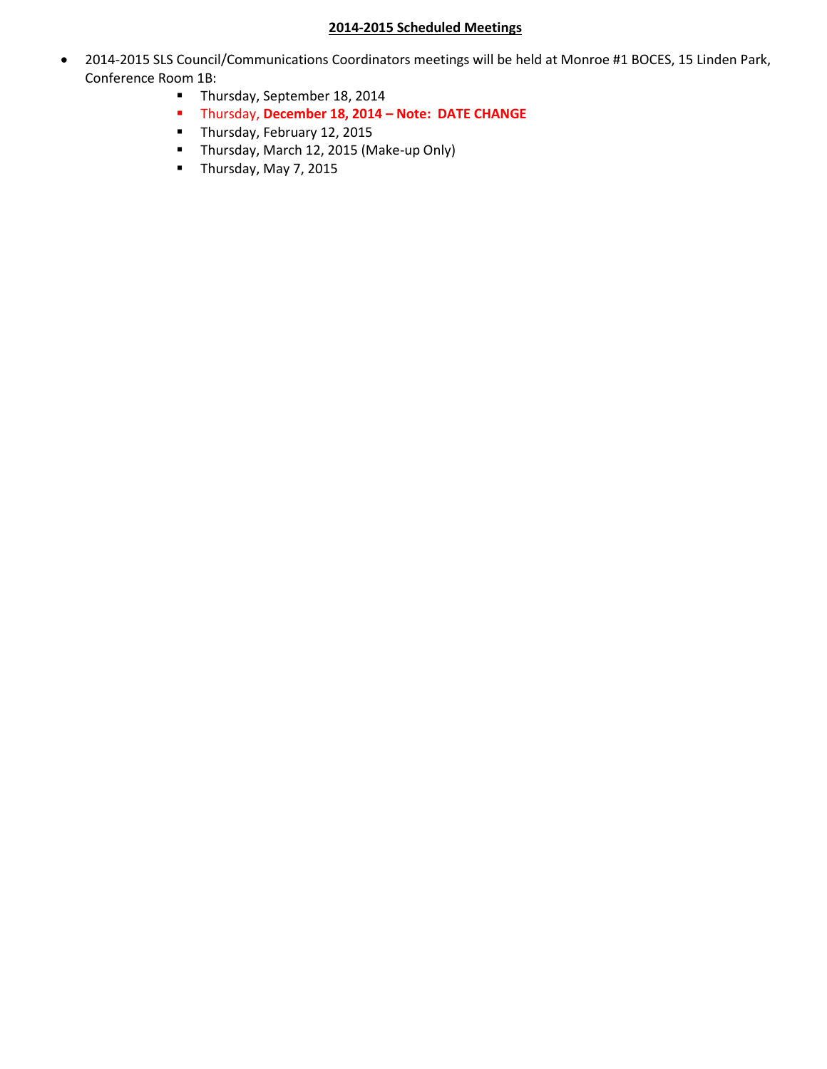**2014-2015 Scheduled Meetings**

- 2014-2015 SLS Council/Communications Coordinators meetings will be held at Monroe #1 BOCES, 15 Linden Park, Conference Room 1B:
  - Thursday, September 18, 2014
  - Thursday, **December 18, 2014 – Note: DATE CHANGE**
  - Thursday, February 12, 2015
  - Thursday, March 12, 2015 (Make-up Only)
  - Thursday, May 7, 2015